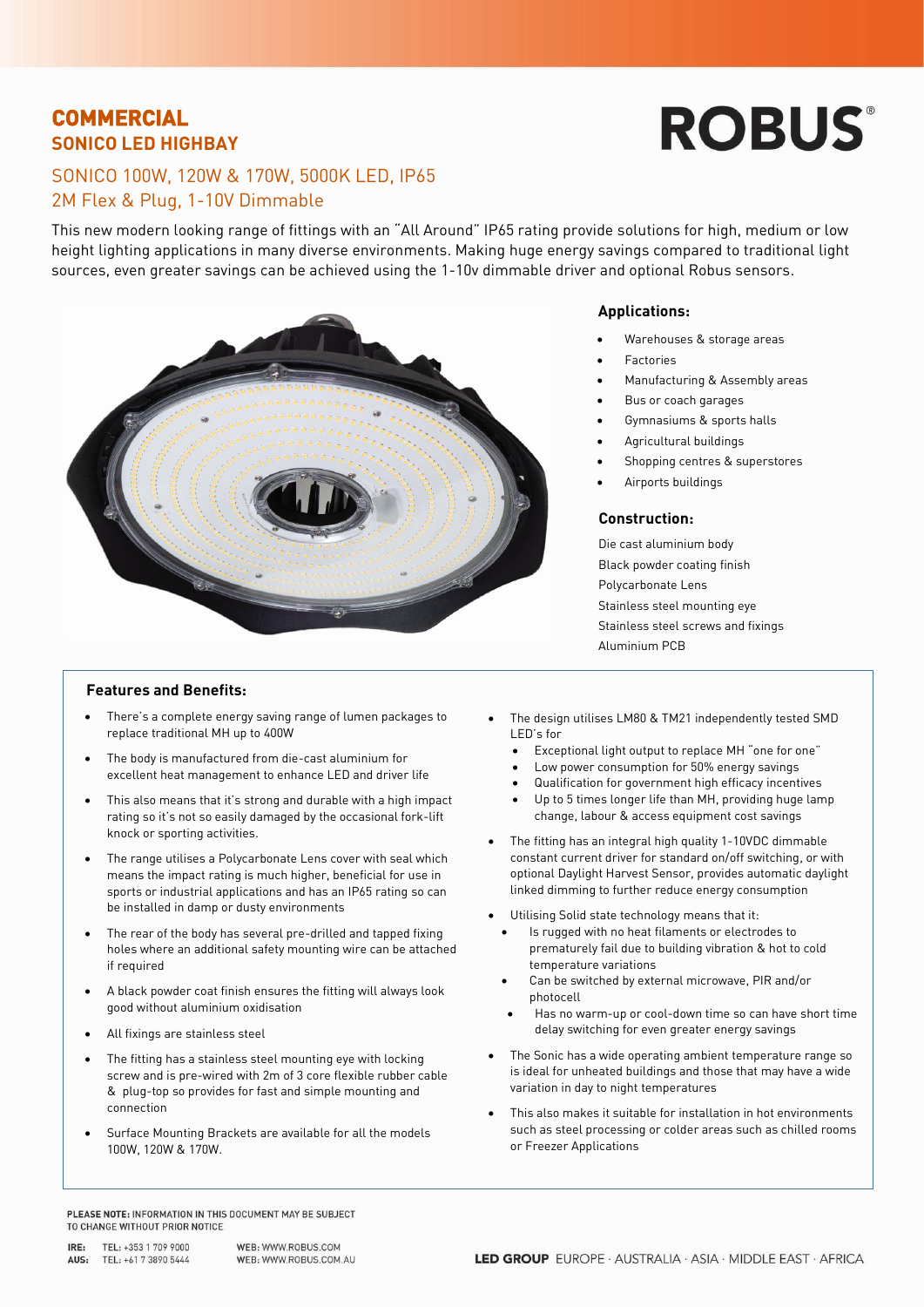# COMMERCIAL

## SONICO LED HIGHBAY

ROBUS®

### SONICO 100W, 120W & 170W, 5000K LED, IP65
### 2M Flex & Plug, 1-10V Dimmable

This new modern looking range of fittings with an "All Around" IP65 rating provide solutions for high, medium or low height lighting applications in many diverse environments. Making huge energy savings compared to traditional light sources, even greater savings can be achieved using the 1-10v dimmable driver and optional Robus sensors.

### Applications:

- Warehouses & storage areas
- Factories
- Manufacturing & Assembly areas
- Bus or coach garages
- Gymnasiums & sports halls
- Agricultural buildings
- Shopping centres & superstores
- Airports buildings

### Construction:

Die cast aluminium body
Black powder coating finish
Polycarbonate Lens
Stainless steel mounting eye
Stainless steel screws and fixings
Aluminium PCB

### Features and Benefits:

- There's a complete energy saving range of lumen packages to replace traditional MH up to 400W
- The body is manufactured from die-cast aluminium for excellent heat management to enhance LED and driver life
- This also means that it's strong and durable with a high impact rating so it's not so easily damaged by the occasional fork-lift knock or sporting activities.
- The range utilises a Polycarbonate Lens cover with seal which means the impact rating is much higher, beneficial for use in sports or industrial applications and has an IP65 rating so can be installed in damp or dusty environments
- The rear of the body has several pre-drilled and tapped fixing holes where an additional safety mounting wire can be attached if required
- A black powder coat finish ensures the fitting will always look good without aluminium oxidisation
- All fixings are stainless steel
- The fitting has a stainless steel mounting eye with locking screw and is pre-wired with 2m of 3 core flexible rubber cable & plug-top so provides for fast and simple mounting and connection
- Surface Mounting Brackets are available for all the models 100W, 120W & 170W.
- The design utilises LM80 & TM21 independently tested SMD LED's for
  - Exceptional light output to replace MH "one for one"
  - Low power consumption for 50% energy savings
  - Qualification for government high efficacy incentives
  - Up to 5 times longer life than MH, providing huge lamp change, labour & access equipment cost savings
- The fitting has an integral high quality 1-10VDC dimmable constant current driver for standard on/off switching, or with optional Daylight Harvest Sensor, provides automatic daylight linked dimming to further reduce energy consumption
- Utilising Solid state technology means that it:
  - Is rugged with no heat filaments or electrodes to prematurely fail due to building vibration & hot to cold temperature variations
  - Can be switched by external microwave, PIR and/or photocell
  - Has no warm-up or cool-down time so can have short time delay switching for even greater energy savings
- The Sonic has a wide operating ambient temperature range so is ideal for unheated buildings and those that may have a wide variation in day to night temperatures
- This also makes it suitable for installation in hot environments such as steel processing or colder areas such as chilled rooms or Freezer Applications

PLEASE NOTE: INFORMATION IN THIS DOCUMENT MAY BE SUBJECT TO CHANGE WITHOUT PRIOR NOTICE

IRE: TEL: +353 1 709 9000 WEB: WWW.ROBUS.COM
AUS: TEL: +61 7 3890 5444 WEB: WWW.ROBUS.COM.AU

LED GROUP EUROPE · AUSTRALIA · ASIA · MIDDLE EAST · AFRICA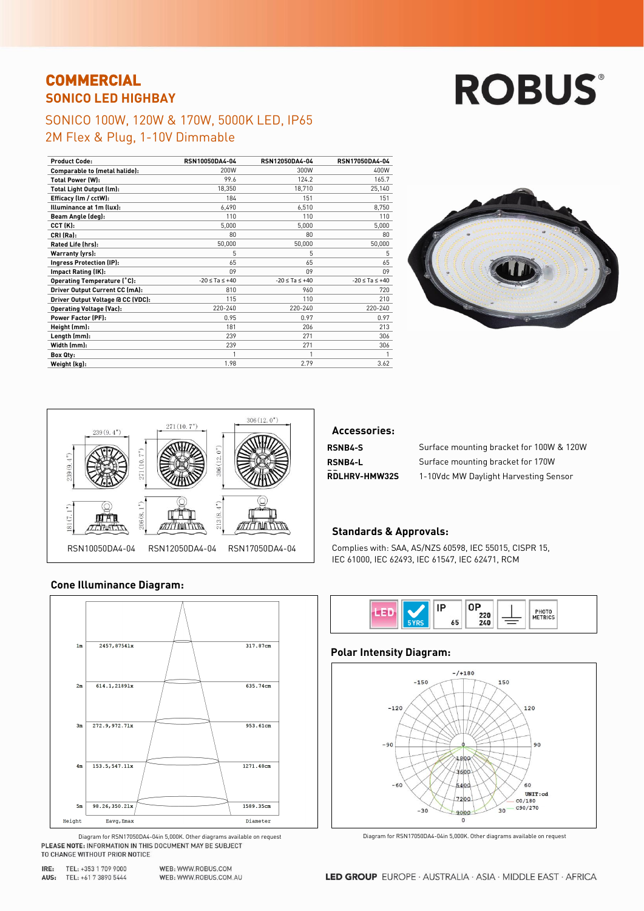# COMMERCIAL
## SONICO LED HIGHBAY

ROBUS®

SONICO 100W, 120W & 170W, 5000K LED, IP65
2M Flex & Plug, 1-10V Dimmable

| Product Code: | RSN10050DA4-04 | RSN12050DA4-04 | RSN17050DA4-04 |
|---|---|---|---|
| Comparable to (metal halide): | 200W | 300W | 400W |
| Total Power (W): | 99.6 | 124.2 | 165.7 |
| Total Light Output (lm): | 18,350 | 18,710 | 25,140 |
| Efficacy (lm / cctW): | 184 | 151 | 151 |
| Illuminance at 1m (lux): | 6,490 | 6,510 | 8,750 |
| Beam Angle (deg): | 110 | 110 | 110 |
| CCT (K): | 5,000 | 5,000 | 5,000 |
| CRI (Ra): | 80 | 80 | 80 |
| Rated Life (hrs): | 50,000 | 50,000 | 50,000 |
| Warranty (yrs): | 5 | 5 | 5 |
| Ingress Protection (IP): | 65 | 65 | 65 |
| Impact Rating (IK): | 09 | 09 | 09 |
| Operating Temperature (°C): | -20 ≤ Ta ≤ +40 | -20 ≤ Ta ≤ +40 | -20 ≤ Ta ≤ +40 |
| Driver Output Current CC (mA): | 810 | 960 | 720 |
| Driver Output Voltage @ CC (VDC): | 115 | 110 | 210 |
| Operating Voltage (Vac): | 220-240 | 220-240 | 220-240 |
| Power Factor (PF): | 0.95 | 0.97 | 0.97 |
| Height (mm): | 181 | 206 | 213 |
| Length (mm): | 239 | 271 | 306 |
| Width (mm): | 239 | 271 | 306 |
| Box Qty: | 1 | 1 | 1 |
| Weight (kg): | 1.98 | 2.79 | 3.62 |

239 (9.4") 271 (10.7") 306 (12.0")
181 (7.1") 206 (8.1") 213 (8.4")
RSN10050DA4-04 RSN12050DA4-04 RSN17050DA4-04

## Accessories:

| | |
|---|---|
| RSNB4-S | Surface mounting bracket for 100W & 120W |
| RSNB4-L | Surface mounting bracket for 170W |
| RDLHRV-HMW32S | 1-10Vdc MW Daylight Harvesting Sensor |

## Standards & Approvals:

Complies with: SAA, AS/NZS 60598, IEC 55015, CISPR 15, IEC 61000, IEC 62493, IEC 61547, IEC 62471, RCM

LED 5YRS IP 65 OP 220 240 PHOTO METRICS

## Cone Illuminance Diagram:

1m 2457,8754lx 317.87cm
2m 614.1,2189lx 635.74cm
3m 272.9,972.7lx 953.61cm
4m 153.5,547.1lx 1271.48cm
5m 98.26,350.2lx 1589.35cm
Height Eavg,Emax Diameter

Diagram for RSN17050DA4-04in 5,000K. Other diagrams available on request

## Polar Intensity Diagram:

-/+180 -150 150 -120 120 -90 90 -60 60 -30 30 0
1800 3600 5400 7200 9000
UNIT:cd
C0/180
C90/270

Diagram for RSN17050DA4-04in 5,000K. Other diagrams available on request

PLEASE NOTE: INFORMATION IN THIS DOCUMENT MAY BE SUBJECT TO CHANGE WITHOUT PRIOR NOTICE

IRE: TEL: +353 1 709 9000 WEB: WWW.ROBUS.COM
AUS: TEL: +61 7 3890 5444 WEB: WWW.ROBUS.COM.AU

LED GROUP EUROPE · AUSTRALIA · ASIA · MIDDLE EAST · AFRICA